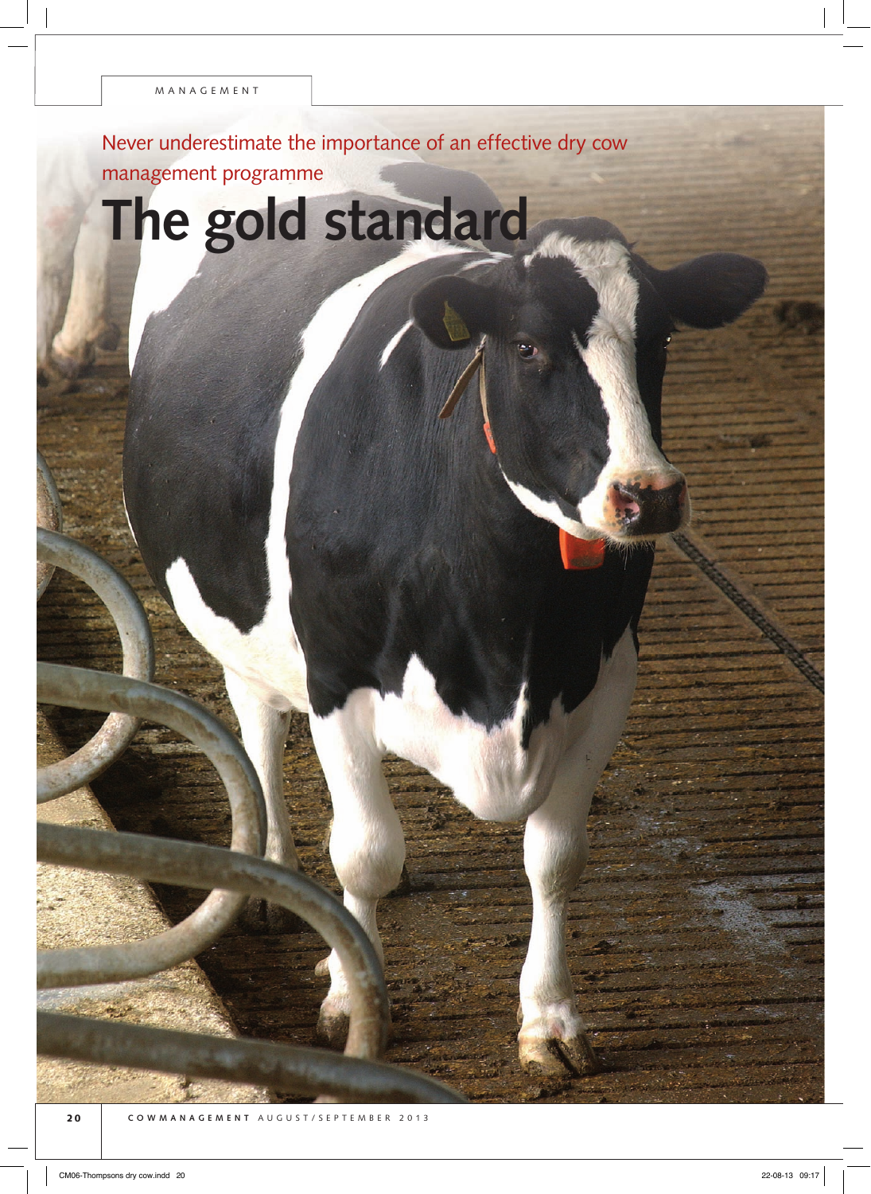Never underestimate the importance of an effective dry cow management programme

# The gold standard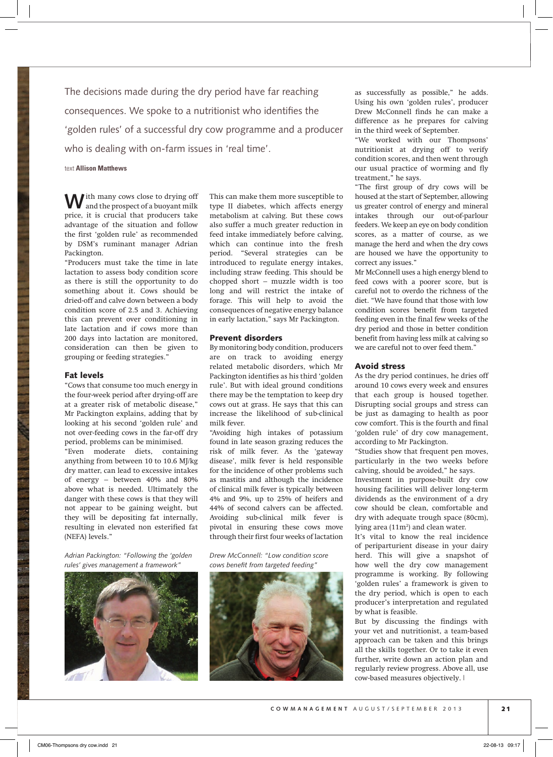The decisions made during the dry period have far reaching consequences. We spoke to a nutritionist who identifies the 'golden rules' of a successful dry cow programme and a producer who is dealing with on-farm issues in 'real time'.

text **Allison Matthews**

With many cows close to drying off and the prospect of a buoyant milk price, it is crucial that producers take advantage of the situation and follow the first 'golden rule' as recommended by DSM's ruminant manager Adrian Packington.

"Producers must take the time in late lactation to assess body condition score as there is still the opportunity to do something about it. Cows should be dried-off and calve down between a body condition score of 2.5 and 3. Achieving this can prevent over conditioning in late lactation and if cows more than 200 days into lactation are monitored, consideration can then be given to grouping or feeding strategies."

### Fat levels

"Cows that consume too much energy in the four-week period after drying-off are at a greater risk of metabolic disease," Mr Packington explains, adding that by looking at his second 'golden rule' and not over-feeding cows in the far-off dry period, problems can be minimised.

"Even moderate diets, containing anything from between 10 to 10.6 MJ/kg dry matter, can lead to excessive intakes of energy – between 40% and 80% above what is needed. Ultimately the danger with these cows is that they will not appear to be gaining weight, but they will be depositing fat internally, resulting in elevated non esterified fat (NEFA) levels."

*Adrian Packington: "Following the 'golden rules' gives management a framework"*

This can make them more susceptible to type II diabetes, which affects energy metabolism at calving. But these cows also suffer a much greater reduction in feed intake immediately before calving, which can continue into the fresh period. "Several strategies can be introduced to regulate energy intakes, including straw feeding. This should be chopped short – muzzle width is too long and will restrict the intake of forage. This will help to avoid the consequences of negative energy balance in early lactation," says Mr Packington.

### Prevent disorders

By monitoring body condition, producers are on track to avoiding energy related metabolic disorders, which Mr Packington identifies as his third 'golden rule'. But with ideal ground conditions there may be the temptation to keep dry cows out at grass. He says that this can increase the likelihood of sub-clinical milk fever.

"Avoiding high intakes of potassium found in late season grazing reduces the risk of milk fever. As the 'gateway disease', milk fever is held responsible for the incidence of other problems such as mastitis and although the incidence of clinical milk fever is typically between 4% and 9%, up to 25% of heifers and 44% of second calvers can be affected. Avoiding sub-clinical milk fever is pivotal in ensuring these cows move through their first four weeks of lactation as successfully as possible," he adds.

*Drew McConnell: "Low condition score cows benefit from targeted feeding"*

Using his own 'golden rules', producer Drew McConnell finds he can make a difference as he prepares for calving in the third week of September.

"We worked with our Thompsons' nutritionist at drying off to verify condition scores, and then went through our usual practice of worming and fly treatment," he says.

"The first group of dry cows will be housed at the start of September, allowing us greater control of energy and mineral intakes through our out-of-parlour feeders. We keep an eye on body condition scores, as a matter of course, as we manage the herd and when the dry cows are housed we have the opportunity to correct any issues."

Mr McConnell uses a high energy blend to feed cows with a poorer score, but is careful not to overdo the richness of the diet. "We have found that those with low condition scores benefit from targeted feeding even in the final few weeks of the dry period and those in better condition benefit from having less milk at calving so we are careful not to over feed them."

### Avoid stress

As the dry period continues, he dries off around 10 cows every week and ensures that each group is housed together. Disrupting social groups and stress can be just as damaging to health as poor cow comfort. This is the fourth and final 'golden rule' of dry cow management, according to Mr Packington.

"Studies show that frequent pen moves, particularly in the two weeks before calving, should be avoided," he says.

Investment in purpose-built dry cow housing facilities will deliver long-term dividends as the environment of a dry cow should be clean, comfortable and dry with adequate trough space (80cm), lying area (11m$^2$) and clean water.

It's vital to know the real incidence of periparturient disease in your dairy herd. This will give a snapshot of how well the dry cow management programme is working. By following 'golden rules' a framework is given to the dry period, which is open to each producer's interpretation and regulated by what is feasible.

But by discussing the findings with your vet and nutritionist, a team-based approach can be taken and this brings all the skills together. Or to take it even further, write down an action plan and regularly review progress. Above all, use cow-based measures objectively.